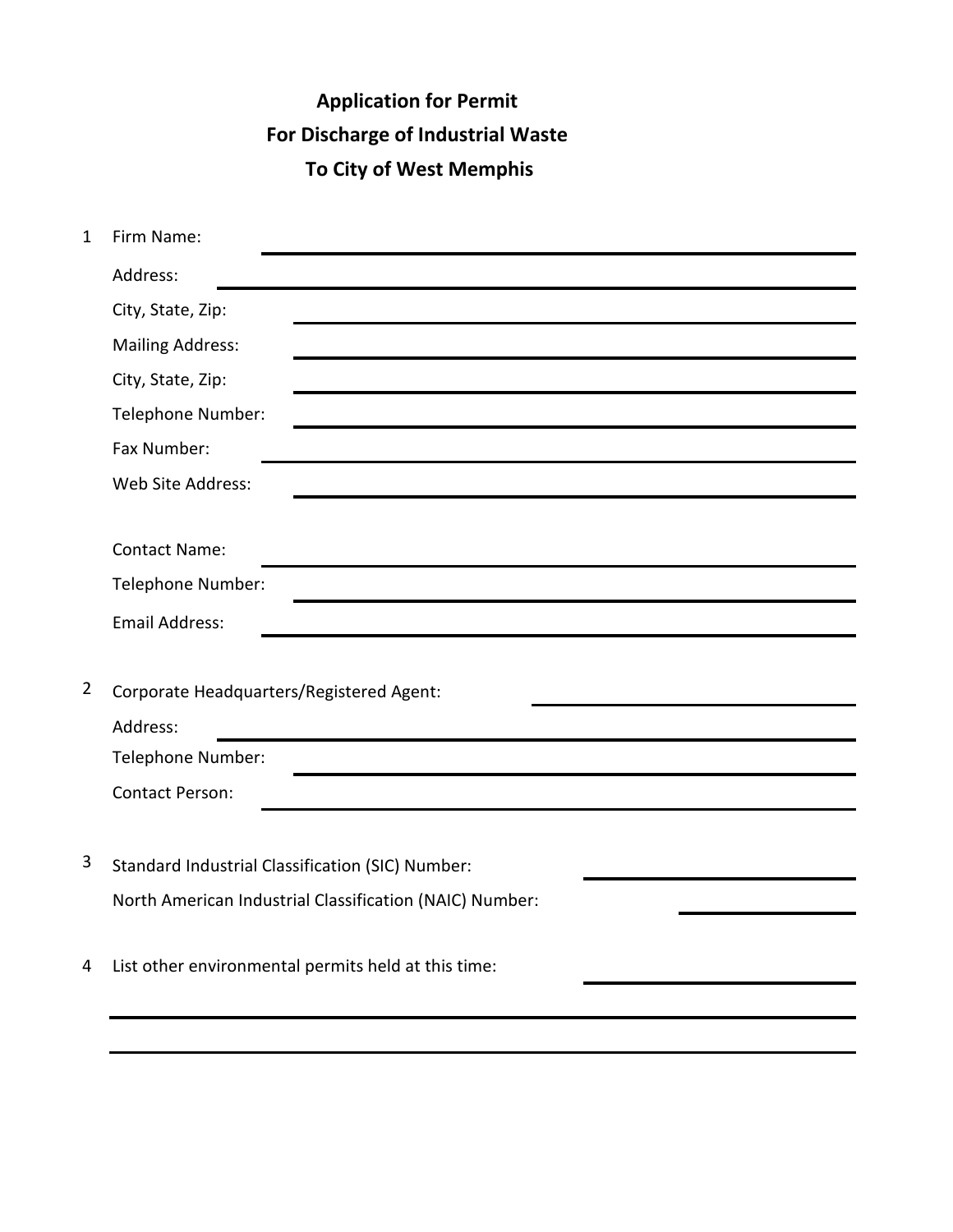# Application for Permit
# For Discharge of Industrial Waste
# To City of West Memphis

1. Firm Name: ____________________

   Address: ____________________

   City, State, Zip: ____________________

   Mailing Address: ____________________

   City, State, Zip: ____________________

   Telephone Number: ____________________

   Fax Number: ____________________

   Web Site Address: ____________________

   Contact Name: ____________________

   Telephone Number: ____________________

   Email Address: ____________________

2. Corporate Headquarters/Registered Agent: ____________________

   Address: ____________________

   Telephone Number: ____________________

   Contact Person: ____________________

3. Standard Industrial Classification (SIC) Number: ____________________

   North American Industrial Classification (NAIC) Number: ____________________

4. List other environmental permits held at this time: ____________________

   ____________________

   ____________________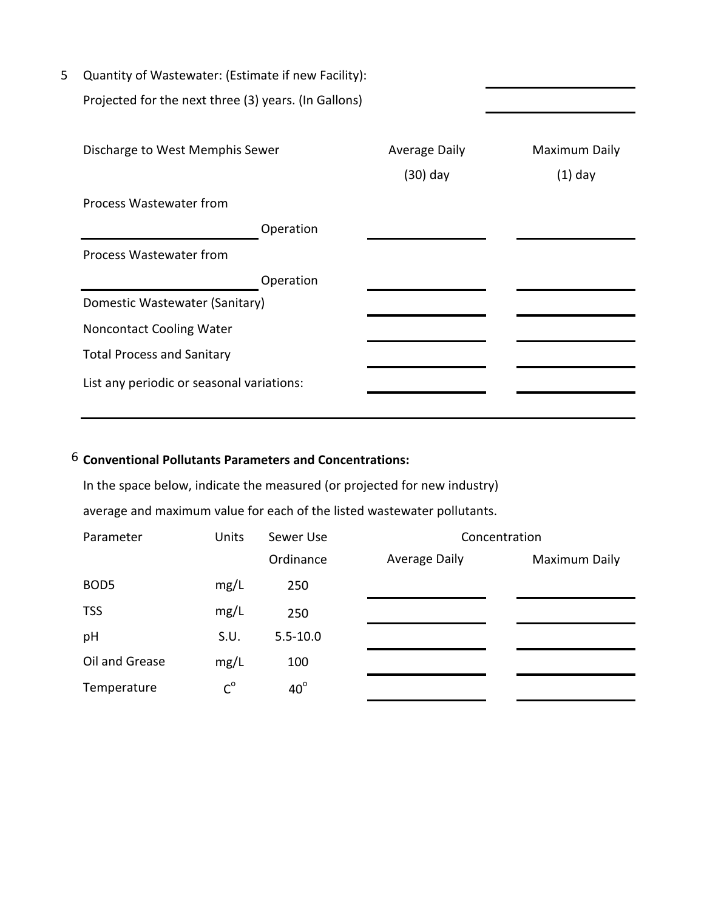5. Quantity of Wastewater: (Estimate if new Facility): ____________

   Projected for the next three (3) years. (In Gallons) ____________

| Discharge to West Memphis Sewer | Average Daily (30) day | Maximum Daily (1) day |
|---|---|---|
| Process Wastewater from ____________ Operation | ____________ | ____________ |
| Process Wastewater from ____________ Operation | ____________ | ____________ |
| Domestic Wastewater (Sanitary) | ____________ | ____________ |
| Noncontact Cooling Water | ____________ | ____________ |
| Total Process and Sanitary | ____________ | ____________ |
| List any periodic or seasonal variations: | ____________ | ____________ |

____________________________________________________________

6. **Conventional Pollutants Parameters and Concentrations:**

   In the space below, indicate the measured (or projected for new industry) average and maximum value for each of the listed wastewater pollutants.

| Parameter | Units | Sewer Use Ordinance | Concentration | |
|---|---|---|---|---|
| | | | Average Daily | Maximum Daily |
| BOD5 | mg/L | 250 | ____________ | ____________ |
| TSS | mg/L | 250 | ____________ | ____________ |
| pH | S.U. | 5.5-10.0 | ____________ | ____________ |
| Oil and Grease | mg/L | 100 | ____________ | ____________ |
| Temperature | $C^{o}$ | $40^{o}$ | ____________ | ____________ |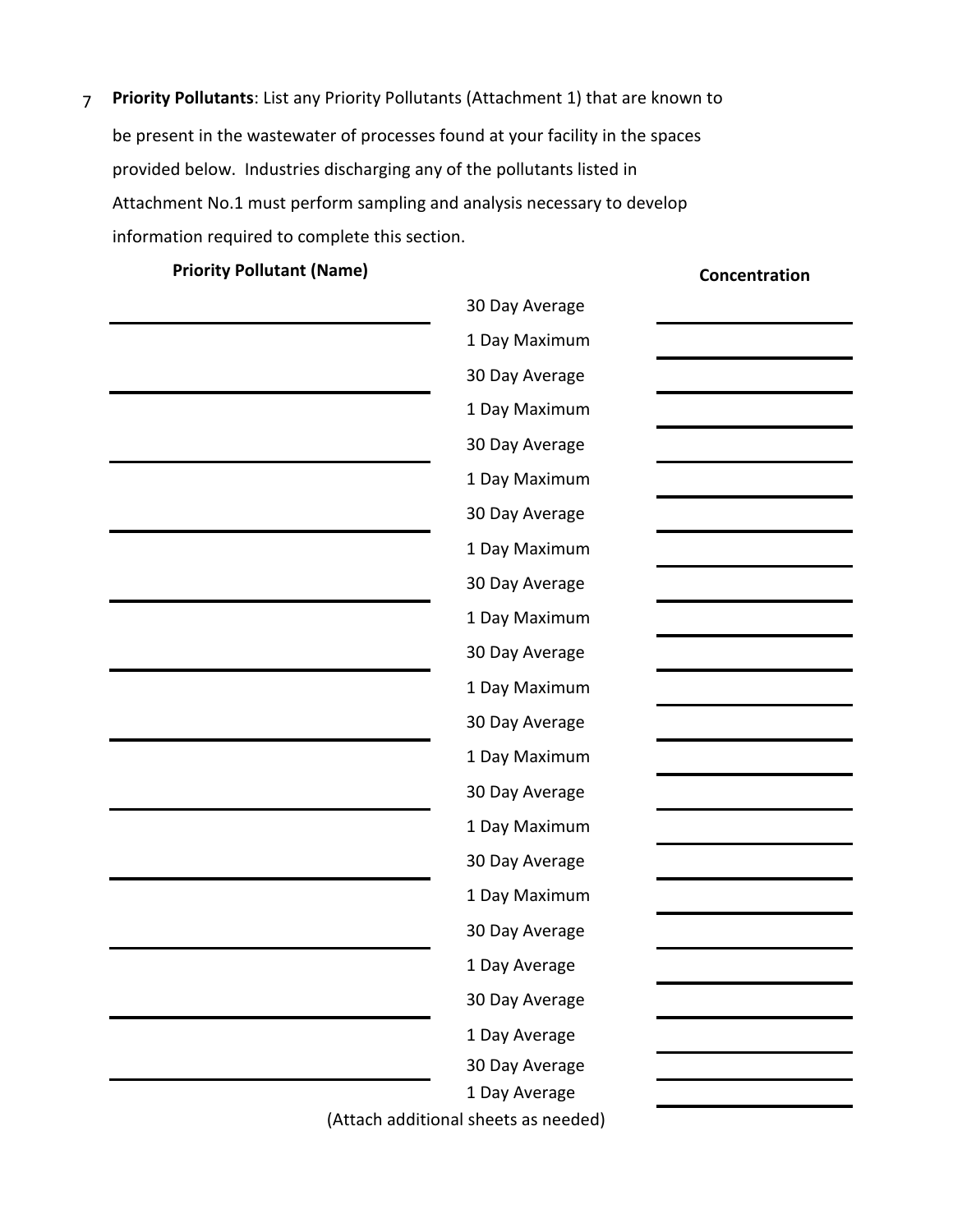7 **Priority Pollutants**: List any Priority Pollutants (Attachment 1) that are known to be present in the wastewater of processes found at your facility in the spaces provided below. Industries discharging any of the pollutants listed in Attachment No.1 must perform sampling and analysis necessary to develop information required to complete this section.

| Priority Pollutant (Name) | | Concentration |
|---|---|---|
| | 30 Day Average | |
| | 1 Day Maximum | |
| | 30 Day Average | |
| | 1 Day Maximum | |
| | 30 Day Average | |
| | 1 Day Maximum | |
| | 30 Day Average | |
| | 1 Day Maximum | |
| | 30 Day Average | |
| | 1 Day Maximum | |
| | 30 Day Average | |
| | 1 Day Maximum | |
| | 30 Day Average | |
| | 1 Day Maximum | |
| | 30 Day Average | |
| | 1 Day Maximum | |
| | 30 Day Average | |
| | 1 Day Maximum | |
| | 30 Day Average | |
| | 1 Day Average | |
| | 30 Day Average | |
| | 1 Day Average | |
| | 30 Day Average | |
| | 1 Day Average | |

(Attach additional sheets as needed)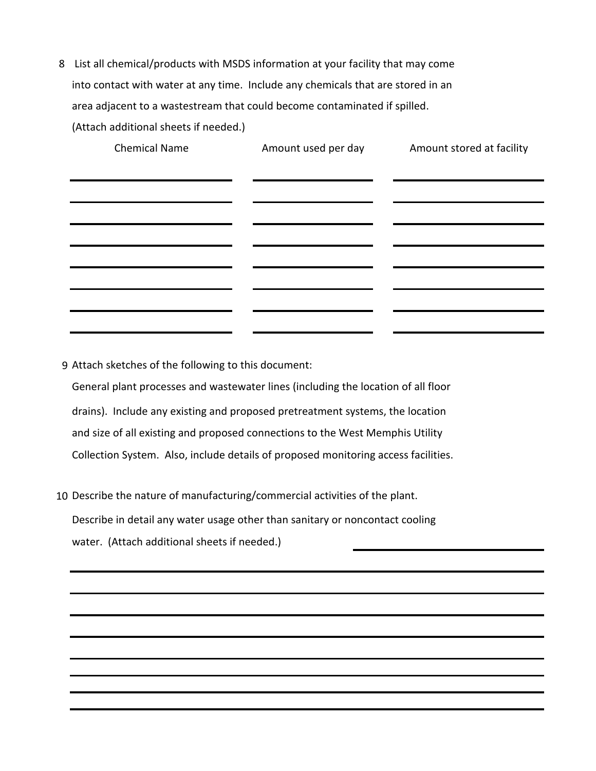8. List all chemical/products with MSDS information at your facility that may come into contact with water at any time. Include any chemicals that are stored in an area adjacent to a wastestream that could become contaminated if spilled. (Attach additional sheets if needed.)

| Chemical Name | Amount used per day | Amount stored at facility |
|---|---|---|
| | | |
| | | |
| | | |
| | | |
| | | |
| | | |
| | | |
| | | |

9. Attach sketches of the following to this document:
   General plant processes and wastewater lines (including the location of all floor drains). Include any existing and proposed pretreatment systems, the location and size of all existing and proposed connections to the West Memphis Utility Collection System. Also, include details of proposed monitoring access facilities.

10. Describe the nature of manufacturing/commercial activities of the plant. Describe in detail any water usage other than sanitary or noncontact cooling water. (Attach additional sheets if needed.) ______________________

    ______________________________________________________________________

    ______________________________________________________________________

    ______________________________________________________________________

    ______________________________________________________________________

    ______________________________________________________________________

    ______________________________________________________________________

    ______________________________________________________________________

    ______________________________________________________________________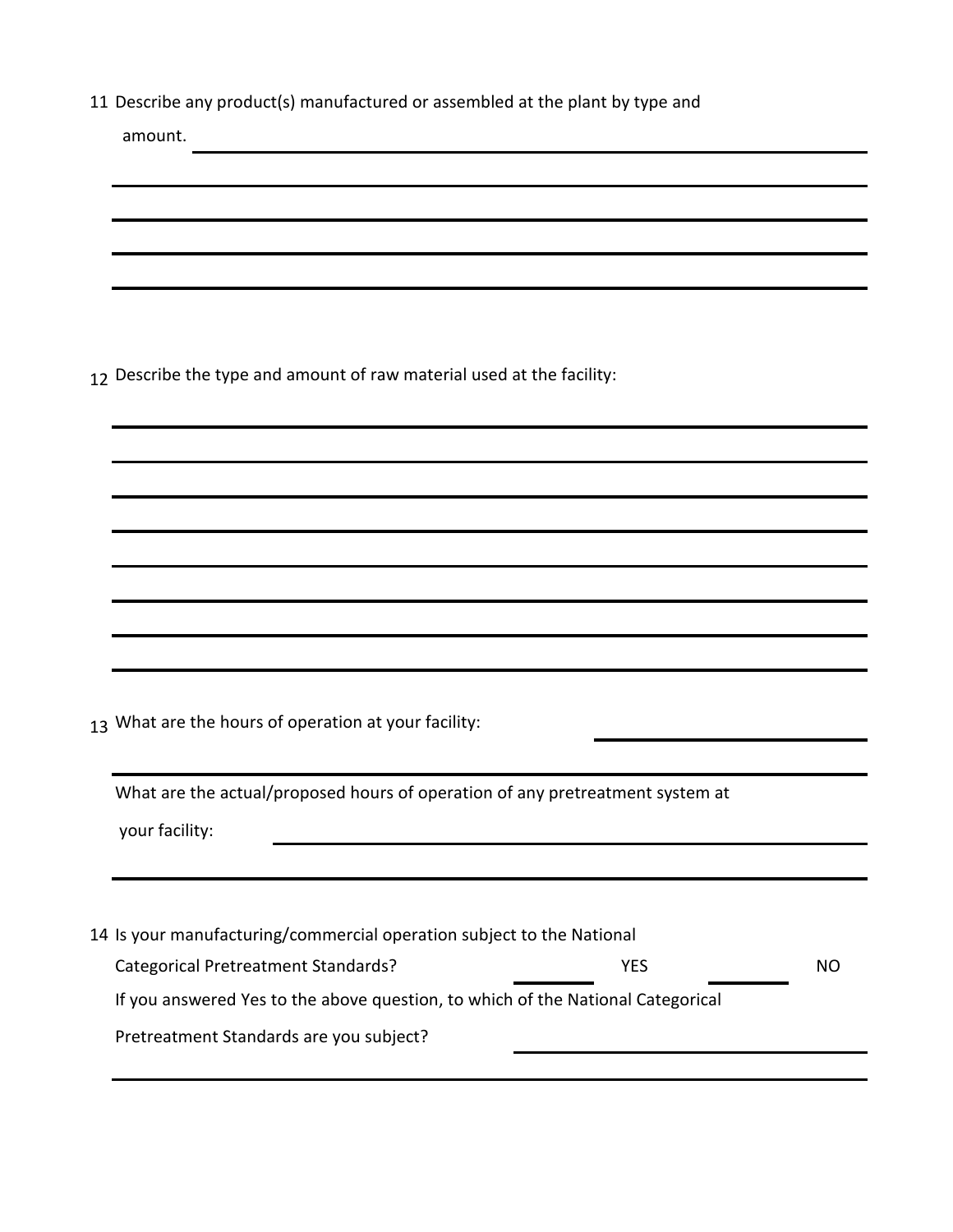11 Describe any product(s) manufactured or assembled at the plant by type and amount. ______________________________________________

______________________________________________

______________________________________________

______________________________________________

______________________________________________

12 Describe the type and amount of raw material used at the facility:

______________________________________________

______________________________________________

______________________________________________

______________________________________________

______________________________________________

______________________________________________

______________________________________________

______________________________________________

13 What are the hours of operation at your facility: ______________

______________________________________________

What are the actual/proposed hours of operation of any pretreatment system at your facility: ______________________________

______________________________________________

14 Is your manufacturing/commercial operation subject to the National Categorical Pretreatment Standards? ________ YES ________ NO

If you answered Yes to the above question, to which of the National Categorical Pretreatment Standards are you subject? ______________

______________________________________________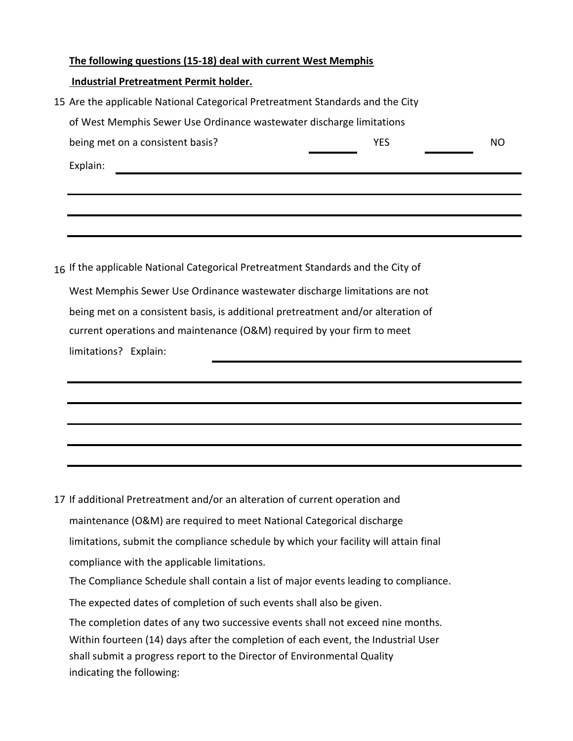**The following questions (15-18) deal with current West Memphis Industrial Pretreatment Permit holder.**

15 Are the applicable National Categorical Pretreatment Standards and the City of West Memphis Sewer Use Ordinance wastewater discharge limitations being met on a consistent basis? \_\_\_\_\_\_ YES \_\_\_\_\_\_ NO

Explain: \_\_\_\_\_\_\_\_\_\_\_\_\_\_\_\_\_\_\_\_\_\_\_\_\_\_\_\_\_\_\_\_\_\_\_\_\_\_\_\_\_\_\_\_\_\_\_\_\_\_\_\_\_\_\_\_\_\_\_\_

\_\_\_\_\_\_\_\_\_\_\_\_\_\_\_\_\_\_\_\_\_\_\_\_\_\_\_\_\_\_\_\_\_\_\_\_\_\_\_\_\_\_\_\_\_\_\_\_\_\_\_\_\_\_\_\_\_\_\_\_\_\_\_\_\_\_\_\_\_\_

\_\_\_\_\_\_\_\_\_\_\_\_\_\_\_\_\_\_\_\_\_\_\_\_\_\_\_\_\_\_\_\_\_\_\_\_\_\_\_\_\_\_\_\_\_\_\_\_\_\_\_\_\_\_\_\_\_\_\_\_\_\_\_\_\_\_\_\_\_\_

\_\_\_\_\_\_\_\_\_\_\_\_\_\_\_\_\_\_\_\_\_\_\_\_\_\_\_\_\_\_\_\_\_\_\_\_\_\_\_\_\_\_\_\_\_\_\_\_\_\_\_\_\_\_\_\_\_\_\_\_\_\_\_\_\_\_\_\_\_\_

16 If the applicable National Categorical Pretreatment Standards and the City of West Memphis Sewer Use Ordinance wastewater discharge limitations are not being met on a consistent basis, is additional pretreatment and/or alteration of current operations and maintenance (O&M) required by your firm to meet limitations? Explain: \_\_\_\_\_\_\_\_\_\_\_\_\_\_\_\_\_\_\_\_\_\_\_\_\_\_\_\_\_\_\_\_\_\_\_\_\_\_\_\_\_\_\_\_

\_\_\_\_\_\_\_\_\_\_\_\_\_\_\_\_\_\_\_\_\_\_\_\_\_\_\_\_\_\_\_\_\_\_\_\_\_\_\_\_\_\_\_\_\_\_\_\_\_\_\_\_\_\_\_\_\_\_\_\_\_\_\_\_\_\_\_\_\_\_

\_\_\_\_\_\_\_\_\_\_\_\_\_\_\_\_\_\_\_\_\_\_\_\_\_\_\_\_\_\_\_\_\_\_\_\_\_\_\_\_\_\_\_\_\_\_\_\_\_\_\_\_\_\_\_\_\_\_\_\_\_\_\_\_\_\_\_\_\_\_

\_\_\_\_\_\_\_\_\_\_\_\_\_\_\_\_\_\_\_\_\_\_\_\_\_\_\_\_\_\_\_\_\_\_\_\_\_\_\_\_\_\_\_\_\_\_\_\_\_\_\_\_\_\_\_\_\_\_\_\_\_\_\_\_\_\_\_\_\_\_

\_\_\_\_\_\_\_\_\_\_\_\_\_\_\_\_\_\_\_\_\_\_\_\_\_\_\_\_\_\_\_\_\_\_\_\_\_\_\_\_\_\_\_\_\_\_\_\_\_\_\_\_\_\_\_\_\_\_\_\_\_\_\_\_\_\_\_\_\_\_

\_\_\_\_\_\_\_\_\_\_\_\_\_\_\_\_\_\_\_\_\_\_\_\_\_\_\_\_\_\_\_\_\_\_\_\_\_\_\_\_\_\_\_\_\_\_\_\_\_\_\_\_\_\_\_\_\_\_\_\_\_\_\_\_\_\_\_\_\_\_

17 If additional Pretreatment and/or an alteration of current operation and maintenance (O&M) are required to meet National Categorical discharge limitations, submit the compliance schedule by which your facility will attain final compliance with the applicable limitations.

The Compliance Schedule shall contain a list of major events leading to compliance.

The expected dates of completion of such events shall also be given.

The completion dates of any two successive events shall not exceed nine months. Within fourteen (14) days after the completion of each event, the Industrial User shall submit a progress report to the Director of Environmental Quality indicating the following: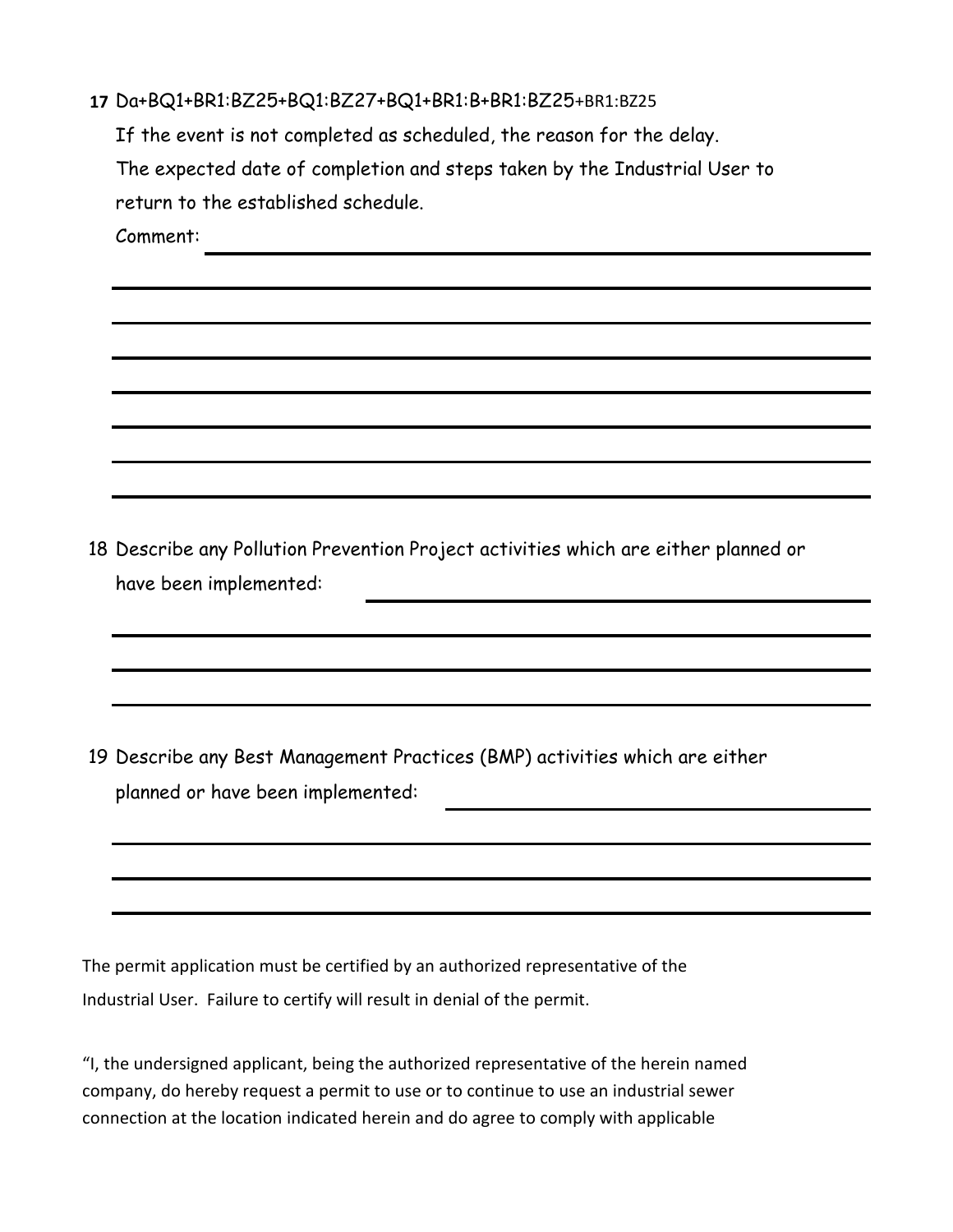**17** Da+BQ1+BR1:BZ25+BQ1:BZ27+BQ1+BR1:B+BR1:BZ25+BR1:BZ25

If the event is not completed as scheduled, the reason for the delay.

The expected date of completion and steps taken by the Industrial User to return to the established schedule.

Comment: ______________________________________________

______________________________________________

______________________________________________

______________________________________________

______________________________________________

______________________________________________

______________________________________________

______________________________________________

18 Describe any Pollution Prevention Project activities which are either planned or have been implemented: ______________________________

______________________________________________

______________________________________________

______________________________________________

19 Describe any Best Management Practices (BMP) activities which are either planned or have been implemented: ______________________________

______________________________________________

______________________________________________

______________________________________________

The permit application must be certified by an authorized representative of the Industrial User. Failure to certify will result in denial of the permit.

"I, the undersigned applicant, being the authorized representative of the herein named company, do hereby request a permit to use or to continue to use an industrial sewer connection at the location indicated herein and do agree to comply with applicable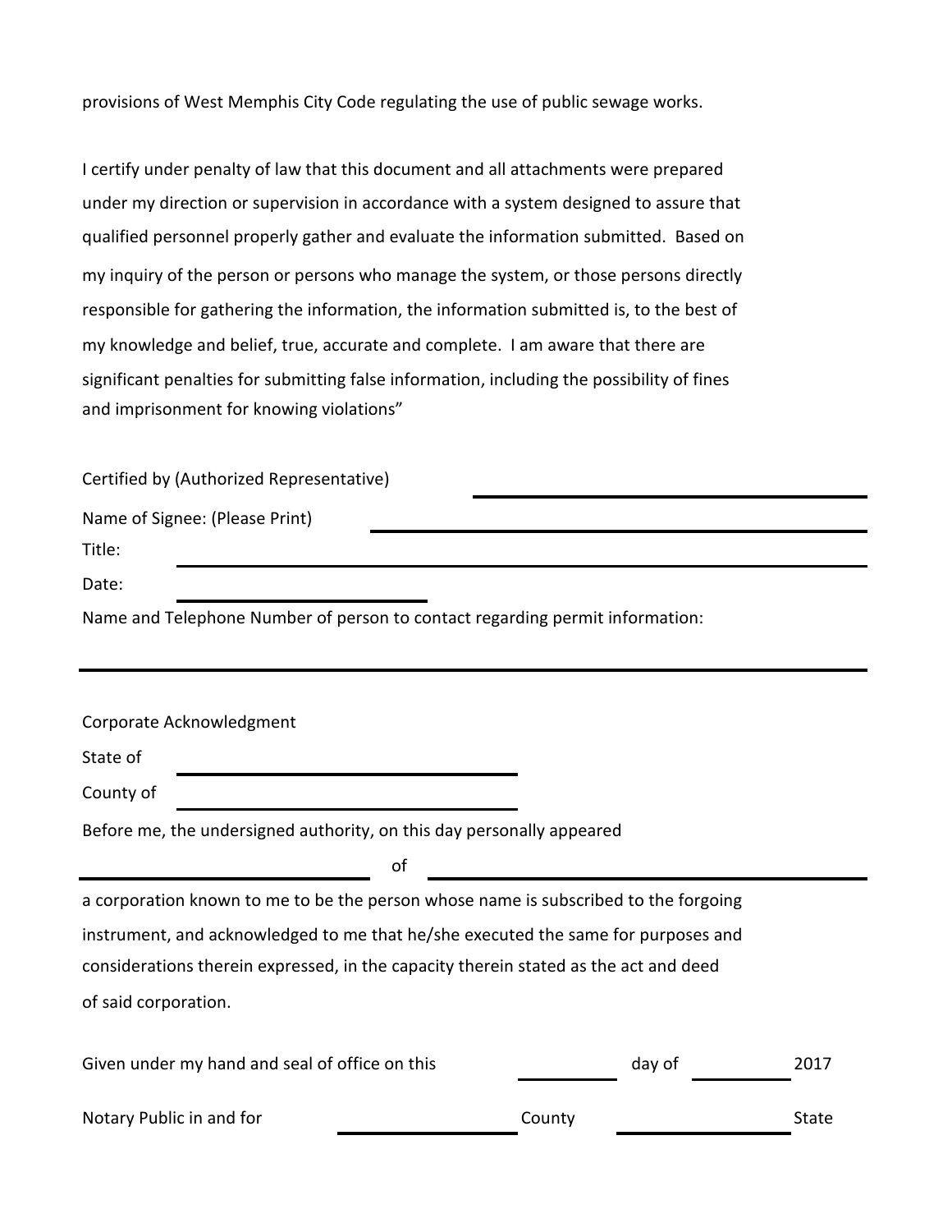provisions of West Memphis City Code regulating the use of public sewage works.

I certify under penalty of law that this document and all attachments were prepared under my direction or supervision in accordance with a system designed to assure that qualified personnel properly gather and evaluate the information submitted. Based on my inquiry of the person or persons who manage the system, or those persons directly responsible for gathering the information, the information submitted is, to the best of my knowledge and belief, true, accurate and complete. I am aware that there are significant penalties for submitting false information, including the possibility of fines and imprisonment for knowing violations"

Certified by (Authorized Representative) ______________________________

Name of Signee: (Please Print) ______________________________

Title: ______________________________

Date: ____________________

Name and Telephone Number of person to contact regarding permit information:

______________________________________________________________

Corporate Acknowledgment

State of ____________________

County of ____________________

Before me, the undersigned authority, on this day personally appeared

____________________ of ______________________________

a corporation known to me to be the person whose name is subscribed to the forgoing instrument, and acknowledged to me that he/she executed the same for purposes and considerations therein expressed, in the capacity therein stated as the act and deed of said corporation.

Given under my hand and seal of office on this __________ day of __________ 2017

Notary Public in and for ______________ County ______________ State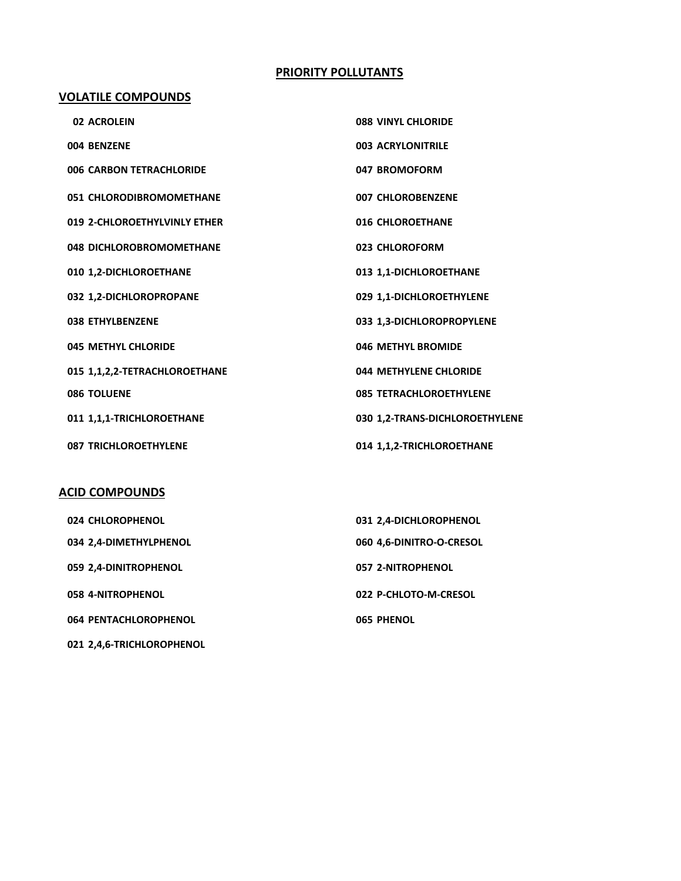## PRIORITY POLLUTANTS

### VOLATILE COMPOUNDS

**02 ACROLEIN**
**088 VINYL CHLORIDE**
**004 BENZENE**
**003 ACRYLONITRILE**
**006 CARBON TETRACHLORIDE**
**047 BROMOFORM**
**051 CHLORODIBROMOMETHANE**
**007 CHLOROBENZENE**
**019 2-CHLOROETHYLVINLY ETHER**
**016 CHLOROETHANE**
**048 DICHLOROBROMOMETHANE**
**023 CHLOROFORM**
**010 1,2-DICHLOROETHANE**
**013 1,1-DICHLOROETHANE**
**032 1,2-DICHLOROPROPANE**
**029 1,1-DICHLOROETHYLENE**
**038 ETHYLBENZENE**
**033 1,3-DICHLOROPROPYLENE**
**045 METHYL CHLORIDE**
**046 METHYL BROMIDE**
**015 1,1,2,2-TETRACHLOROETHANE**
**044 METHYLENE CHLORIDE**
**086 TOLUENE**
**085 TETRACHLOROETHYLENE**
**011 1,1,1-TRICHLOROETHANE**
**030 1,2-TRANS-DICHLOROETHYLENE**
**087 TRICHLOROETHYLENE**
**014 1,1,2-TRICHLOROETHANE**

### ACID COMPOUNDS

**024 CHLOROPHENOL**
**031 2,4-DICHLOROPHENOL**
**034 2,4-DIMETHYLPHENOL**
**060 4,6-DINITRO-O-CRESOL**
**059 2,4-DINITROPHENOL**
**057 2-NITROPHENOL**
**058 4-NITROPHENOL**
**022 P-CHLOTO-M-CRESOL**
**064 PENTACHLOROPHENOL**
**065 PHENOL**
**021 2,4,6-TRICHLOROPHENOL**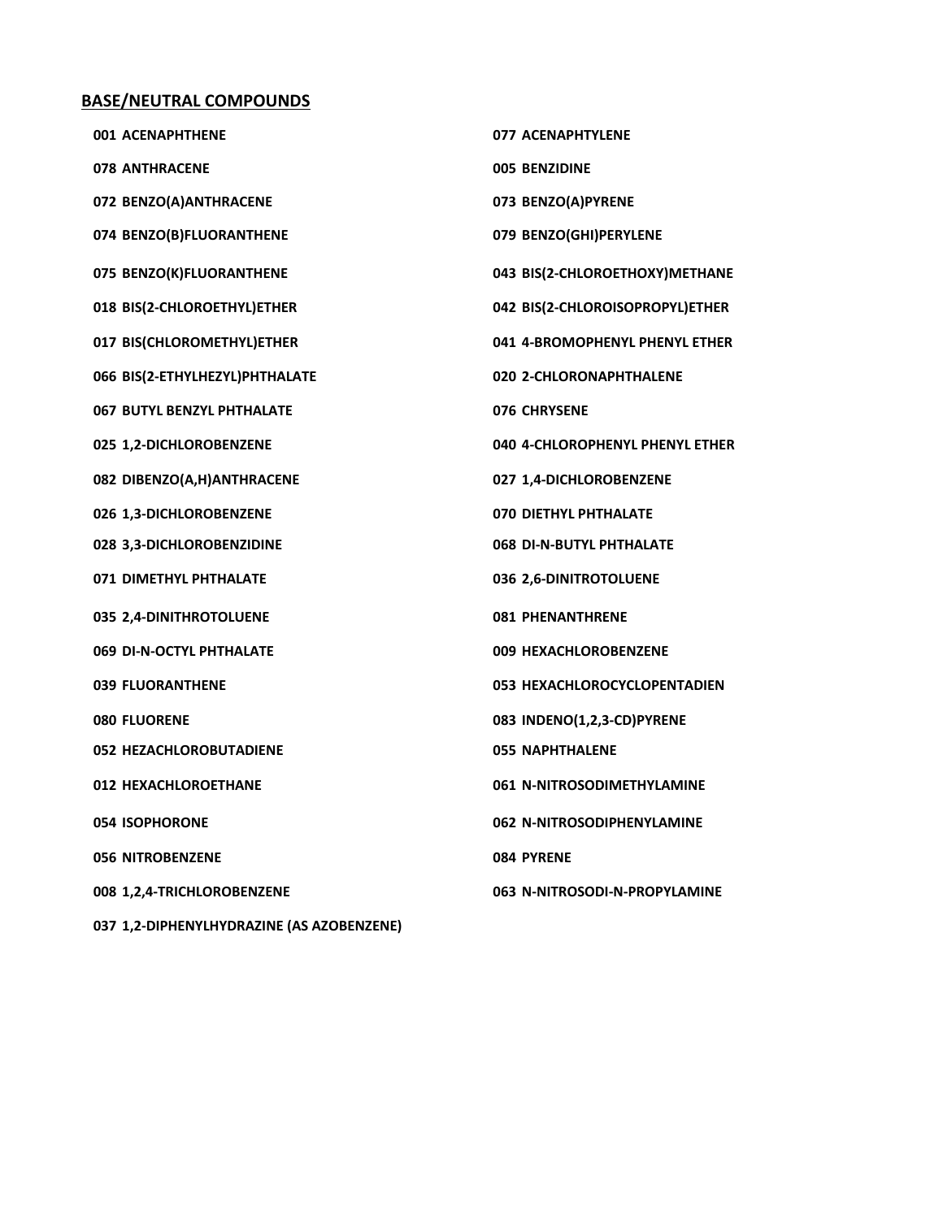## BASE/NEUTRAL COMPOUNDS

001 ACENAPHTHENE

078 ANTHRACENE

072 BENZO(A)ANTHRACENE

074 BENZO(B)FLUORANTHENE

075 BENZO(K)FLUORANTHENE

018 BIS(2-CHLOROETHYL)ETHER

017 BIS(CHLOROMETHYL)ETHER

066 BIS(2-ETHYLHEZYL)PHTHALATE

067 BUTYL BENZYL PHTHALATE

025 1,2-DICHLOROBENZENE

082 DIBENZO(A,H)ANTHRACENE

026 1,3-DICHLOROBENZENE

028 3,3-DICHLOROBENZIDINE

071 DIMETHYL PHTHALATE

035 2,4-DINITHROTOLUENE

069 DI-N-OCTYL PHTHALATE

039 FLUORANTHENE

080 FLUORENE

052 HEZACHLOROBUTADIENE

012 HEXACHLOROETHANE

054 ISOPHORONE

056 NITROBENZENE

008 1,2,4-TRICHLOROBENZENE

037 1,2-DIPHENYLHYDRAZINE (AS AZOBENZENE)

077 ACENAPHTYLENE

005 BENZIDINE

073 BENZO(A)PYRENE

079 BENZO(GHI)PERYLENE

043 BIS(2-CHLOROETHOXY)METHANE

042 BIS(2-CHLOROISOPROPYL)ETHER

041 4-BROMOPHENYL PHENYL ETHER

020 2-CHLORONAPHTHALENE

076 CHRYSENE

040 4-CHLOROPHENYL PHENYL ETHER

027 1,4-DICHLOROBENZENE

070 DIETHYL PHTHALATE

068 DI-N-BUTYL PHTHALATE

036 2,6-DINITROTOLUENE

081 PHENANTHRENE

009 HEXACHLOROBENZENE

053 HEXACHLOROCYCLOPENTADIEN

083 INDENO(1,2,3-CD)PYRENE

055 NAPHTHALENE

061 N-NITROSODIMETHYLAMINE

062 N-NITROSODIPHENYLAMINE

084 PYRENE

063 N-NITROSODI-N-PROPYLAMINE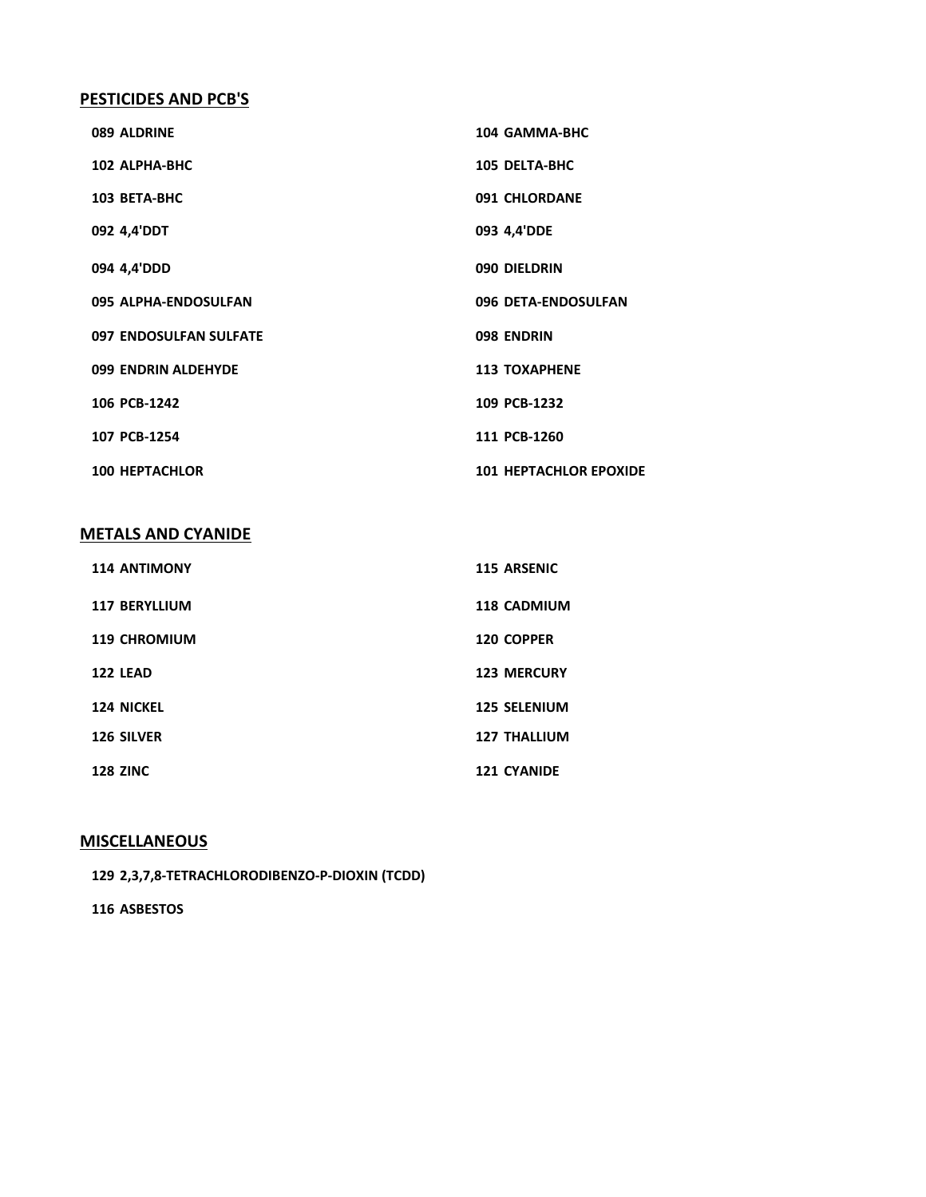## PESTICIDES AND PCB'S

089 ALDRINE

104 GAMMA-BHC

102 ALPHA-BHC

105 DELTA-BHC

103 BETA-BHC

091 CHLORDANE

092 4,4'DDT

093 4,4'DDE

094 4,4'DDD

090 DIELDRIN

095 ALPHA-ENDOSULFAN

096 DETA-ENDOSULFAN

097 ENDOSULFAN SULFATE

098 ENDRIN

099 ENDRIN ALDEHYDE

113 TOXAPHENE

106 PCB-1242

109 PCB-1232

107 PCB-1254

111 PCB-1260

100 HEPTACHLOR

101 HEPTACHLOR EPOXIDE

## METALS AND CYANIDE

114 ANTIMONY

115 ARSENIC

117 BERYLLIUM

118 CADMIUM

119 CHROMIUM

120 COPPER

122 LEAD

123 MERCURY

124 NICKEL

125 SELENIUM

126 SILVER

127 THALLIUM

128 ZINC

121 CYANIDE

## MISCELLANEOUS

129 2,3,7,8-TETRACHLORODIBENZO-P-DIOXIN (TCDD)

116 ASBESTOS